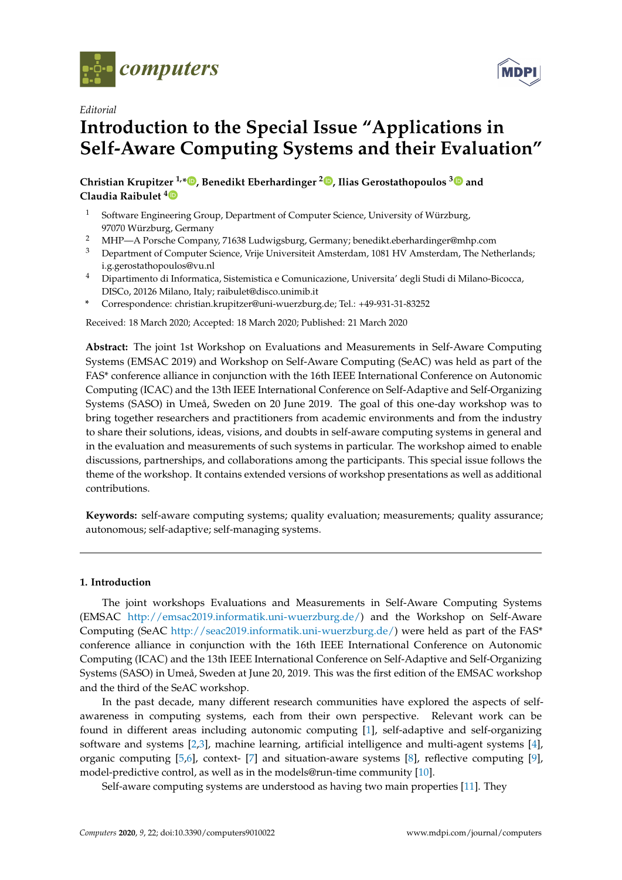*Editorial*

# Introduction to the Special Issue "Applications in Self-Aware Computing Systems and their Evaluation"

**Christian Krupitzer [1,*], Benedikt Eberhardinger [2], Ilias Gerostathopoulos [3] and Claudia Raibulet [4]**

1 Software Engineering Group, Department of Computer Science, University of Würzburg, 97070 Würzburg, Germany
2 MHP—A Porsche Company, 71638 Ludwigsburg, Germany; benedikt.eberhardinger@mhp.com
3 Department of Computer Science, Vrije Universiteit Amsterdam, 1081 HV Amsterdam, The Netherlands; i.g.gerostathopoulos@vu.nl
4 Dipartimento di Informatica, Sistemistica e Comunicazione, Universita' degli Studi di Milano-Bicocca, DISCo, 20126 Milano, Italy; raibulet@disco.unimib.it
* Correspondence: christian.krupitzer@uni-wuerzburg.de; Tel.: +49-931-31-83252

Received: 18 March 2020; Accepted: 18 March 2020; Published: 21 March 2020

**Abstract:** The joint 1st Workshop on Evaluations and Measurements in Self-Aware Computing Systems (EMSAC 2019) and Workshop on Self-Aware Computing (SeAC) was held as part of the FAS* conference alliance in conjunction with the 16th IEEE International Conference on Autonomic Computing (ICAC) and the 13th IEEE International Conference on Self-Adaptive and Self-Organizing Systems (SASO) in Umeå, Sweden on 20 June 2019. The goal of this one-day workshop was to bring together researchers and practitioners from academic environments and from the industry to share their solutions, ideas, visions, and doubts in self-aware computing systems in general and in the evaluation and measurements of such systems in particular. The workshop aimed to enable discussions, partnerships, and collaborations among the participants. This special issue follows the theme of the workshop. It contains extended versions of workshop presentations as well as additional contributions.

**Keywords:** self-aware computing systems; quality evaluation; measurements; quality assurance; autonomous; self-adaptive; self-managing systems.

## 1. Introduction

The joint workshops Evaluations and Measurements in Self-Aware Computing Systems (EMSAC http://emsac2019.informatik.uni-wuerzburg.de/) and the Workshop on Self-Aware Computing (SeAC http://seac2019.informatik.uni-wuerzburg.de/) were held as part of the FAS* conference alliance in conjunction with the 16th IEEE International Conference on Autonomic Computing (ICAC) and the 13th IEEE International Conference on Self-Adaptive and Self-Organizing Systems (SASO) in Umeå, Sweden at June 20, 2019. This was the first edition of the EMSAC workshop and the third of the SeAC workshop.

In the past decade, many different research communities have explored the aspects of self-awareness in computing systems, each from their own perspective. Relevant work can be found in different areas including autonomic computing [1], self-adaptive and self-organizing software and systems [2,3], machine learning, artificial intelligence and multi-agent systems [4], organic computing [5,6], context- [7] and situation-aware systems [8], reflective computing [9], model-predictive control, as well as in the models@run-time community [10].

Self-aware computing systems are understood as having two main properties [11]. They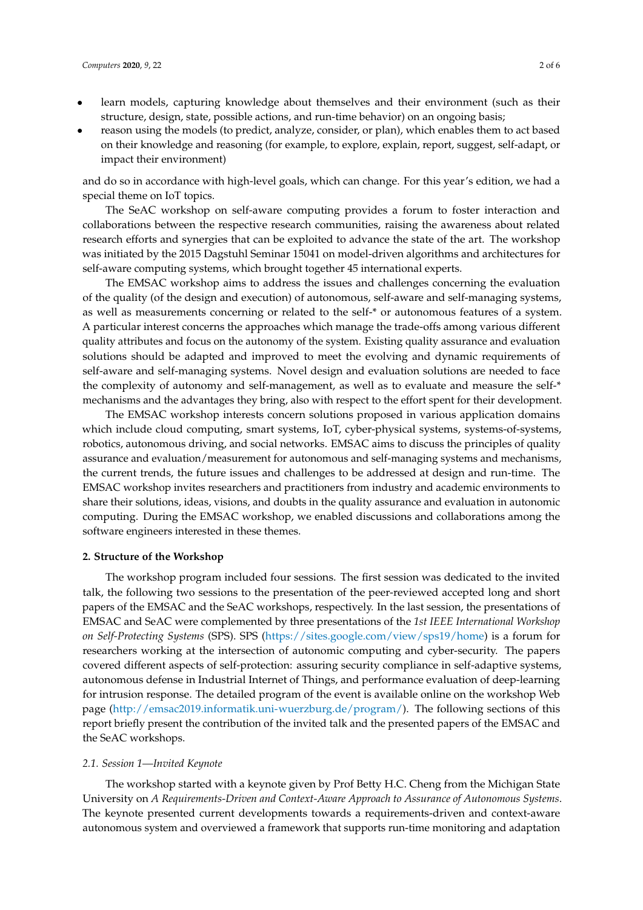- learn models, capturing knowledge about themselves and their environment (such as their structure, design, state, possible actions, and run-time behavior) on an ongoing basis;
- reason using the models (to predict, analyze, consider, or plan), which enables them to act based on their knowledge and reasoning (for example, to explore, explain, report, suggest, self-adapt, or impact their environment)

and do so in accordance with high-level goals, which can change. For this year's edition, we had a special theme on IoT topics.

The SeAC workshop on self-aware computing provides a forum to foster interaction and collaborations between the respective research communities, raising the awareness about related research efforts and synergies that can be exploited to advance the state of the art. The workshop was initiated by the 2015 Dagstuhl Seminar 15041 on model-driven algorithms and architectures for self-aware computing systems, which brought together 45 international experts.

The EMSAC workshop aims to address the issues and challenges concerning the evaluation of the quality (of the design and execution) of autonomous, self-aware and self-managing systems, as well as measurements concerning or related to the self-* or autonomous features of a system. A particular interest concerns the approaches which manage the trade-offs among various different quality attributes and focus on the autonomy of the system. Existing quality assurance and evaluation solutions should be adapted and improved to meet the evolving and dynamic requirements of self-aware and self-managing systems. Novel design and evaluation solutions are needed to face the complexity of autonomy and self-management, as well as to evaluate and measure the self-* mechanisms and the advantages they bring, also with respect to the effort spent for their development.

The EMSAC workshop interests concern solutions proposed in various application domains which include cloud computing, smart systems, IoT, cyber-physical systems, systems-of-systems, robotics, autonomous driving, and social networks. EMSAC aims to discuss the principles of quality assurance and evaluation/measurement for autonomous and self-managing systems and mechanisms, the current trends, the future issues and challenges to be addressed at design and run-time. The EMSAC workshop invites researchers and practitioners from industry and academic environments to share their solutions, ideas, visions, and doubts in the quality assurance and evaluation in autonomic computing. During the EMSAC workshop, we enabled discussions and collaborations among the software engineers interested in these themes.

## 2. Structure of the Workshop

The workshop program included four sessions. The first session was dedicated to the invited talk, the following two sessions to the presentation of the peer-reviewed accepted long and short papers of the EMSAC and the SeAC workshops, respectively. In the last session, the presentations of EMSAC and SeAC were complemented by three presentations of the *1st IEEE International Workshop on Self-Protecting Systems* (SPS). SPS (https://sites.google.com/view/sps19/home) is a forum for researchers working at the intersection of autonomic computing and cyber-security. The papers covered different aspects of self-protection: assuring security compliance in self-adaptive systems, autonomous defense in Industrial Internet of Things, and performance evaluation of deep-learning for intrusion response. The detailed program of the event is available online on the workshop Web page (http://emsac2019.informatik.uni-wuerzburg.de/program/). The following sections of this report briefly present the contribution of the invited talk and the presented papers of the EMSAC and the SeAC workshops.

### 2.1. Session 1—Invited Keynote

The workshop started with a keynote given by Prof Betty H.C. Cheng from the Michigan State University on *A Requirements-Driven and Context-Aware Approach to Assurance of Autonomous Systems*. The keynote presented current developments towards a requirements-driven and context-aware autonomous system and overviewed a framework that supports run-time monitoring and adaptation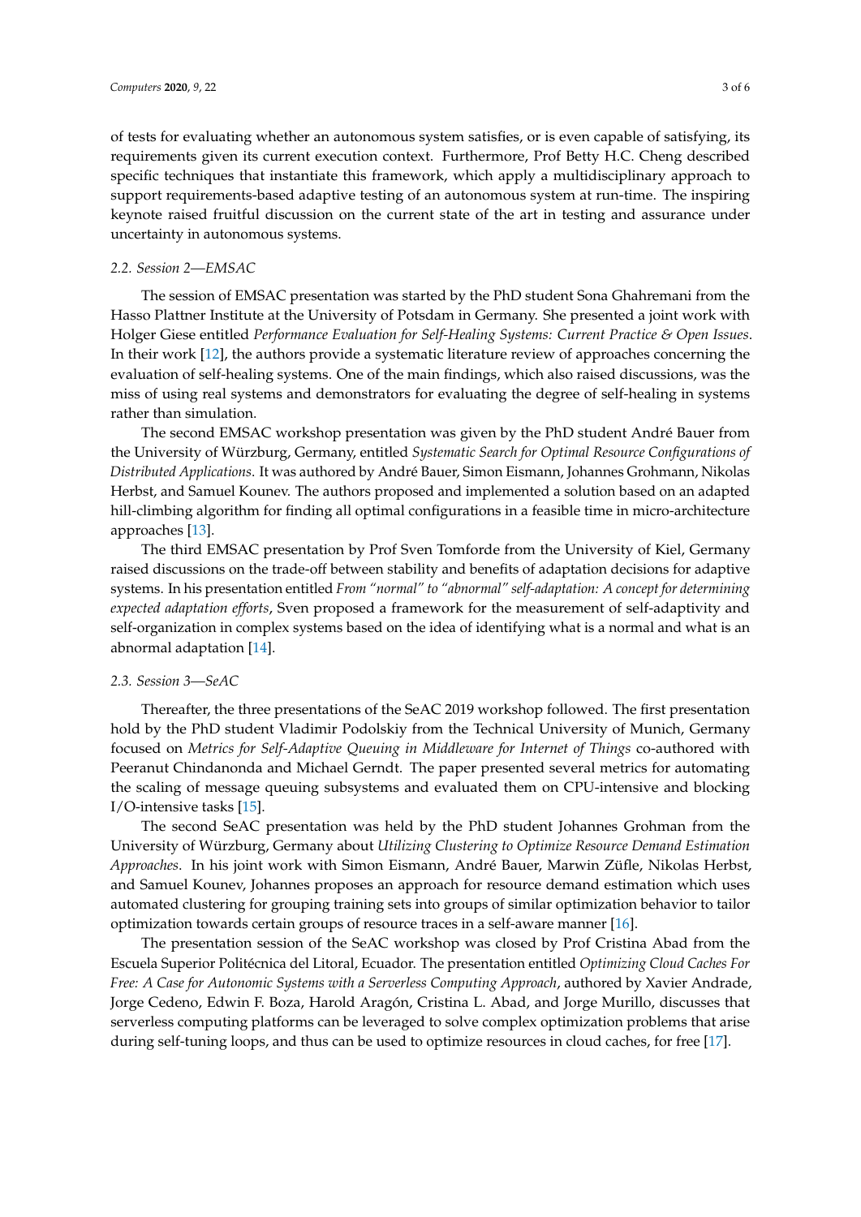of tests for evaluating whether an autonomous system satisfies, or is even capable of satisfying, its requirements given its current execution context. Furthermore, Prof Betty H.C. Cheng described specific techniques that instantiate this framework, which apply a multidisciplinary approach to support requirements-based adaptive testing of an autonomous system at run-time. The inspiring keynote raised fruitful discussion on the current state of the art in testing and assurance under uncertainty in autonomous systems.

### *2.2. Session 2—EMSAC*

The session of EMSAC presentation was started by the PhD student Sona Ghahremani from the Hasso Plattner Institute at the University of Potsdam in Germany. She presented a joint work with Holger Giese entitled *Performance Evaluation for Self-Healing Systems: Current Practice & Open Issues*. In their work [12], the authors provide a systematic literature review of approaches concerning the evaluation of self-healing systems. One of the main findings, which also raised discussions, was the miss of using real systems and demonstrators for evaluating the degree of self-healing in systems rather than simulation.

The second EMSAC workshop presentation was given by the PhD student André Bauer from the University of Würzburg, Germany, entitled *Systematic Search for Optimal Resource Configurations of Distributed Applications*. It was authored by André Bauer, Simon Eismann, Johannes Grohmann, Nikolas Herbst, and Samuel Kounev. The authors proposed and implemented a solution based on an adapted hill-climbing algorithm for finding all optimal configurations in a feasible time in micro-architecture approaches [13].

The third EMSAC presentation by Prof Sven Tomforde from the University of Kiel, Germany raised discussions on the trade-off between stability and benefits of adaptation decisions for adaptive systems. In his presentation entitled *From "normal" to "abnormal" self-adaptation: A concept for determining expected adaptation efforts*, Sven proposed a framework for the measurement of self-adaptivity and self-organization in complex systems based on the idea of identifying what is a normal and what is an abnormal adaptation [14].

### *2.3. Session 3—SeAC*

Thereafter, the three presentations of the SeAC 2019 workshop followed. The first presentation hold by the PhD student Vladimir Podolskiy from the Technical University of Munich, Germany focused on *Metrics for Self-Adaptive Queuing in Middleware for Internet of Things* co-authored with Peeranut Chindanonda and Michael Gerndt. The paper presented several metrics for automating the scaling of message queuing subsystems and evaluated them on CPU-intensive and blocking I/O-intensive tasks [15].

The second SeAC presentation was held by the PhD student Johannes Grohman from the University of Würzburg, Germany about *Utilizing Clustering to Optimize Resource Demand Estimation Approaches*. In his joint work with Simon Eismann, André Bauer, Marwin Züfle, Nikolas Herbst, and Samuel Kounev, Johannes proposes an approach for resource demand estimation which uses automated clustering for grouping training sets into groups of similar optimization behavior to tailor optimization towards certain groups of resource traces in a self-aware manner [16].

The presentation session of the SeAC workshop was closed by Prof Cristina Abad from the Escuela Superior Politécnica del Litoral, Ecuador. The presentation entitled *Optimizing Cloud Caches For Free: A Case for Autonomic Systems with a Serverless Computing Approach*, authored by Xavier Andrade, Jorge Cedeno, Edwin F. Boza, Harold Aragón, Cristina L. Abad, and Jorge Murillo, discusses that serverless computing platforms can be leveraged to solve complex optimization problems that arise during self-tuning loops, and thus can be used to optimize resources in cloud caches, for free [17].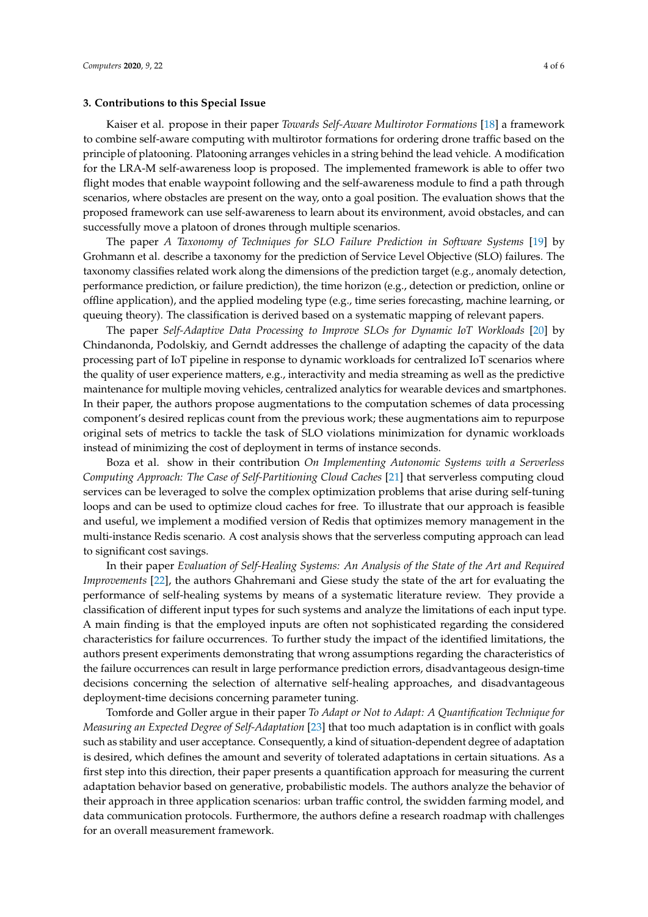### 3. Contributions to this Special Issue

Kaiser et al. propose in their paper *Towards Self-Aware Multirotor Formations* [18] a framework to combine self-aware computing with multirotor formations for ordering drone traffic based on the principle of platooning. Platooning arranges vehicles in a string behind the lead vehicle. A modification for the LRA-M self-awareness loop is proposed. The implemented framework is able to offer two flight modes that enable waypoint following and the self-awareness module to find a path through scenarios, where obstacles are present on the way, onto a goal position. The evaluation shows that the proposed framework can use self-awareness to learn about its environment, avoid obstacles, and can successfully move a platoon of drones through multiple scenarios.

The paper *A Taxonomy of Techniques for SLO Failure Prediction in Software Systems* [19] by Grohmann et al. describe a taxonomy for the prediction of Service Level Objective (SLO) failures. The taxonomy classifies related work along the dimensions of the prediction target (e.g., anomaly detection, performance prediction, or failure prediction), the time horizon (e.g., detection or prediction, online or offline application), and the applied modeling type (e.g., time series forecasting, machine learning, or queuing theory). The classification is derived based on a systematic mapping of relevant papers.

The paper *Self-Adaptive Data Processing to Improve SLOs for Dynamic IoT Workloads* [20] by Chindanonda, Podolskiy, and Gerndt addresses the challenge of adapting the capacity of the data processing part of IoT pipeline in response to dynamic workloads for centralized IoT scenarios where the quality of user experience matters, e.g., interactivity and media streaming as well as the predictive maintenance for multiple moving vehicles, centralized analytics for wearable devices and smartphones. In their paper, the authors propose augmentations to the computation schemes of data processing component's desired replicas count from the previous work; these augmentations aim to repurpose original sets of metrics to tackle the task of SLO violations minimization for dynamic workloads instead of minimizing the cost of deployment in terms of instance seconds.

Boza et al. show in their contribution *On Implementing Autonomic Systems with a Serverless Computing Approach: The Case of Self-Partitioning Cloud Caches* [21] that serverless computing cloud services can be leveraged to solve the complex optimization problems that arise during self-tuning loops and can be used to optimize cloud caches for free. To illustrate that our approach is feasible and useful, we implement a modified version of Redis that optimizes memory management in the multi-instance Redis scenario. A cost analysis shows that the serverless computing approach can lead to significant cost savings.

In their paper *Evaluation of Self-Healing Systems: An Analysis of the State of the Art and Required Improvements* [22], the authors Ghahremani and Giese study the state of the art for evaluating the performance of self-healing systems by means of a systematic literature review. They provide a classification of different input types for such systems and analyze the limitations of each input type. A main finding is that the employed inputs are often not sophisticated regarding the considered characteristics for failure occurrences. To further study the impact of the identified limitations, the authors present experiments demonstrating that wrong assumptions regarding the characteristics of the failure occurrences can result in large performance prediction errors, disadvantageous design-time decisions concerning the selection of alternative self-healing approaches, and disadvantageous deployment-time decisions concerning parameter tuning.

Tomforde and Goller argue in their paper *To Adapt or Not to Adapt: A Quantification Technique for Measuring an Expected Degree of Self-Adaptation* [23] that too much adaptation is in conflict with goals such as stability and user acceptance. Consequently, a kind of situation-dependent degree of adaptation is desired, which defines the amount and severity of tolerated adaptations in certain situations. As a first step into this direction, their paper presents a quantification approach for measuring the current adaptation behavior based on generative, probabilistic models. The authors analyze the behavior of their approach in three application scenarios: urban traffic control, the swidden farming model, and data communication protocols. Furthermore, the authors define a research roadmap with challenges for an overall measurement framework.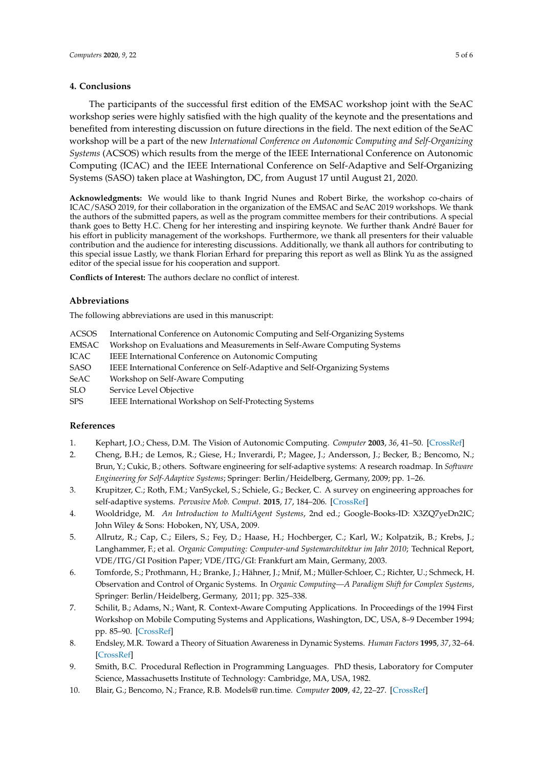## 4. Conclusions

The participants of the successful first edition of the EMSAC workshop joint with the SeAC workshop series were highly satisfied with the high quality of the keynote and the presentations and benefited from interesting discussion on future directions in the field. The next edition of the SeAC workshop will be a part of the new *International Conference on Autonomic Computing and Self-Organizing Systems* (ACSOS) which results from the merge of the IEEE International Conference on Autonomic Computing (ICAC) and the IEEE International Conference on Self-Adaptive and Self-Organizing Systems (SASO) taken place at Washington, DC, from August 17 until August 21, 2020.

**Acknowledgments:** We would like to thank Ingrid Nunes and Robert Birke, the workshop co-chairs of ICAC/SASO 2019, for their collaboration in the organization of the EMSAC and SeAC 2019 workshops. We thank the authors of the submitted papers, as well as the program committee members for their contributions. A special thank goes to Betty H.C. Cheng for her interesting and inspiring keynote. We further thank André Bauer for his effort in publicity management of the workshops. Furthermore, we thank all presenters for their valuable contribution and the audience for interesting discussions. Additionally, we thank all authors for contributing to this special issue Lastly, we thank Florian Erhard for preparing this report as well as Blink Yu as the assigned editor of the special issue for his cooperation and support.

**Conflicts of Interest:** The authors declare no conflict of interest.

## Abbreviations

The following abbreviations are used in this manuscript:

| | |
|---|---|
| ACSOS | International Conference on Autonomic Computing and Self-Organizing Systems |
| EMSAC | Workshop on Evaluations and Measurements in Self-Aware Computing Systems |
| ICAC | IEEE International Conference on Autonomic Computing |
| SASO | IEEE International Conference on Self-Adaptive and Self-Organizing Systems |
| SeAC | Workshop on Self-Aware Computing |
| SLO | Service Level Objective |
| SPS | IEEE International Workshop on Self-Protecting Systems |

## References

1. Kephart, J.O.; Chess, D.M. The Vision of Autonomic Computing. *Computer* **2003**, *36*, 41–50. [CrossRef]
2. Cheng, B.H.; de Lemos, R.; Giese, H.; Inverardi, P.; Magee, J.; Andersson, J.; Becker, B.; Bencomo, N.; Brun, Y.; Cukic, B.; others. Software engineering for self-adaptive systems: A research roadmap. In *Software Engineering for Self-Adaptive Systems*; Springer: Berlin/Heidelberg, Germany, 2009; pp. 1–26.
3. Krupitzer, C.; Roth, F.M.; VanSyckel, S.; Schiele, G.; Becker, C. A survey on engineering approaches for self-adaptive systems. *Pervasive Mob. Comput.* **2015**, *17*, 184–206. [CrossRef]
4. Wooldridge, M. *An Introduction to MultiAgent Systems*, 2nd ed.; Google-Books-ID: X3ZQ7yeDn2IC; John Wiley & Sons: Hoboken, NY, USA, 2009.
5. Allrutz, R.; Cap, C.; Eilers, S.; Fey, D.; Haase, H.; Hochberger, C.; Karl, W.; Kolpatzik, B.; Krebs, J.; Langhammer, F.; et al. *Organic Computing: Computer-und Systemarchitektur im Jahr 2010*; Technical Report, VDE/ITG/GI Position Paper; VDE/ITG/GI: Frankfurt am Main, Germany, 2003.
6. Tomforde, S.; Prothmann, H.; Branke, J.; Hähner, J.; Mnif, M.; Müller-Schloer, C.; Richter, U.; Schmeck, H. Observation and Control of Organic Systems. In *Organic Computing—A Paradigm Shift for Complex Systems*, Springer: Berlin/Heidelberg, Germany, 2011; pp. 325–338.
7. Schilit, B.; Adams, N.; Want, R. Context-Aware Computing Applications. In Proceedings of the 1994 First Workshop on Mobile Computing Systems and Applications, Washington, DC, USA, 8–9 December 1994; pp. 85–90. [CrossRef]
8. Endsley, M.R. Toward a Theory of Situation Awareness in Dynamic Systems. *Human Factors* **1995**, *37*, 32–64. [CrossRef]
9. Smith, B.C. Procedural Reflection in Programming Languages. PhD thesis, Laboratory for Computer Science, Massachusetts Institute of Technology: Cambridge, MA, USA, 1982.
10. Blair, G.; Bencomo, N.; France, R.B. Models@ run.time. *Computer* **2009**, *42*, 22–27. [CrossRef]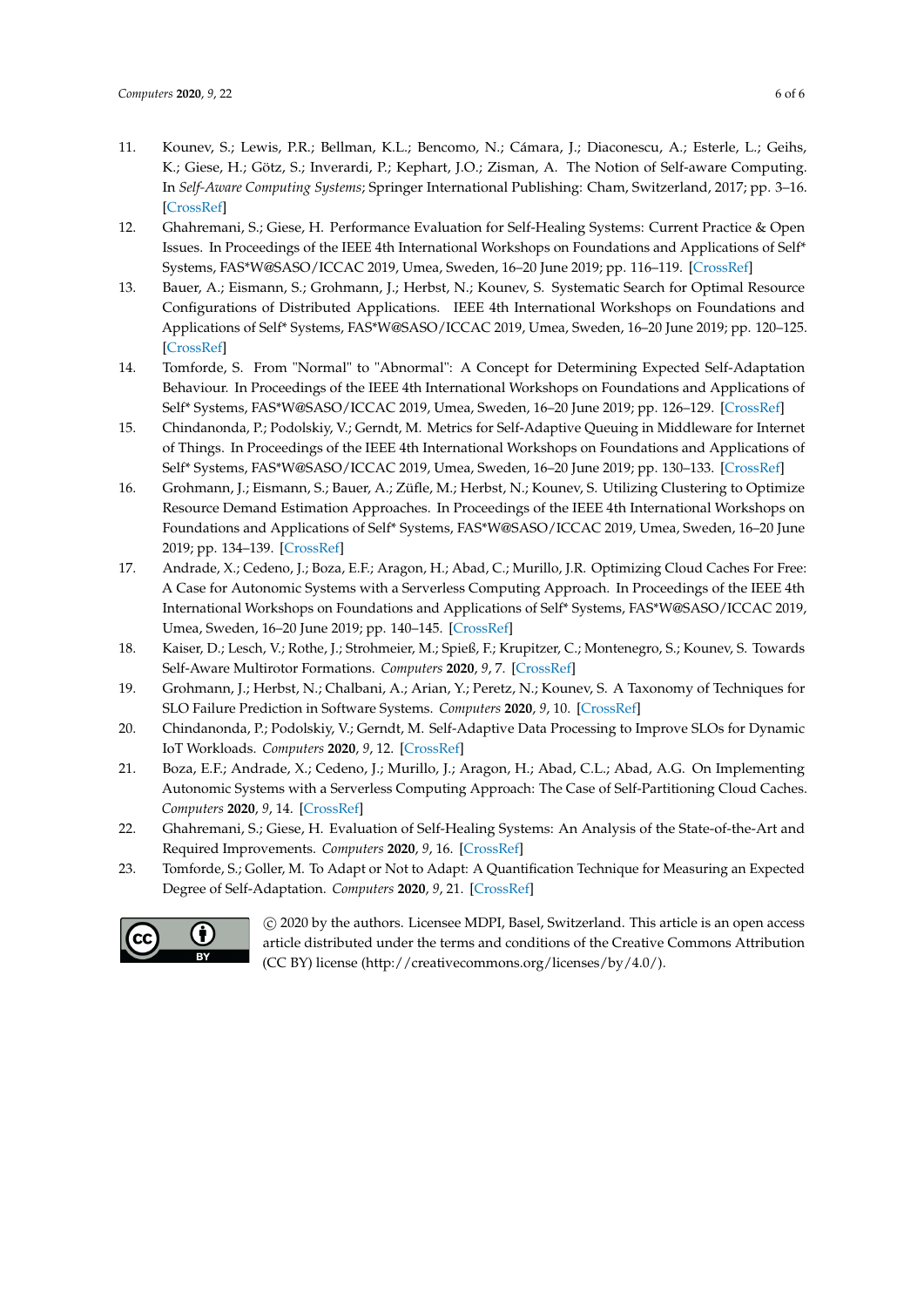11. Kounev, S.; Lewis, P.R.; Bellman, K.L.; Bencomo, N.; Cámara, J.; Diaconescu, A.; Esterle, L.; Geihs, K.; Giese, H.; Götz, S.; Inverardi, P.; Kephart, J.O.; Zisman, A. The Notion of Self-aware Computing. In *Self-Aware Computing Systems*; Springer International Publishing: Cham, Switzerland, 2017; pp. 3–16. [CrossRef]
12. Ghahremani, S.; Giese, H. Performance Evaluation for Self-Healing Systems: Current Practice & Open Issues. In Proceedings of the IEEE 4th International Workshops on Foundations and Applications of Self* Systems, FAS*W@SASO/ICCAC 2019, Umea, Sweden, 16–20 June 2019; pp. 116–119. [CrossRef]
13. Bauer, A.; Eismann, S.; Grohmann, J.; Herbst, N.; Kounev, S. Systematic Search for Optimal Resource Configurations of Distributed Applications. IEEE 4th International Workshops on Foundations and Applications of Self* Systems, FAS*W@SASO/ICCAC 2019, Umea, Sweden, 16–20 June 2019; pp. 120–125. [CrossRef]
14. Tomforde, S. From "Normal" to "Abnormal": A Concept for Determining Expected Self-Adaptation Behaviour. In Proceedings of the IEEE 4th International Workshops on Foundations and Applications of Self* Systems, FAS*W@SASO/ICCAC 2019, Umea, Sweden, 16–20 June 2019; pp. 126–129. [CrossRef]
15. Chindanonda, P.; Podolskiy, V.; Gerndt, M. Metrics for Self-Adaptive Queuing in Middleware for Internet of Things. In Proceedings of the IEEE 4th International Workshops on Foundations and Applications of Self* Systems, FAS*W@SASO/ICCAC 2019, Umea, Sweden, 16–20 June 2019; pp. 130–133. [CrossRef]
16. Grohmann, J.; Eismann, S.; Bauer, A.; Züfle, M.; Herbst, N.; Kounev, S. Utilizing Clustering to Optimize Resource Demand Estimation Approaches. In Proceedings of the IEEE 4th International Workshops on Foundations and Applications of Self* Systems, FAS*W@SASO/ICCAC 2019, Umea, Sweden, 16–20 June 2019; pp. 134–139. [CrossRef]
17. Andrade, X.; Cedeno, J.; Boza, E.F.; Aragon, H.; Abad, C.; Murillo, J.R. Optimizing Cloud Caches For Free: A Case for Autonomic Systems with a Serverless Computing Approach. In Proceedings of the IEEE 4th International Workshops on Foundations and Applications of Self* Systems, FAS*W@SASO/ICCAC 2019, Umea, Sweden, 16–20 June 2019; pp. 140–145. [CrossRef]
18. Kaiser, D.; Lesch, V.; Rothe, J.; Strohmeier, M.; Spieß, F.; Krupitzer, C.; Montenegro, S.; Kounev, S. Towards Self-Aware Multirotor Formations. *Computers* **2020**, *9*, 7. [CrossRef]
19. Grohmann, J.; Herbst, N.; Chalbani, A.; Arian, Y.; Peretz, N.; Kounev, S. A Taxonomy of Techniques for SLO Failure Prediction in Software Systems. *Computers* **2020**, *9*, 10. [CrossRef]
20. Chindanonda, P.; Podolskiy, V.; Gerndt, M. Self-Adaptive Data Processing to Improve SLOs for Dynamic IoT Workloads. *Computers* **2020**, *9*, 12. [CrossRef]
21. Boza, E.F.; Andrade, X.; Cedeno, J.; Murillo, J.; Aragon, H.; Abad, C.L.; Abad, A.G. On Implementing Autonomic Systems with a Serverless Computing Approach: The Case of Self-Partitioning Cloud Caches. *Computers* **2020**, *9*, 14. [CrossRef]
22. Ghahremani, S.; Giese, H. Evaluation of Self-Healing Systems: An Analysis of the State-of-the-Art and Required Improvements. *Computers* **2020**, *9*, 16. [CrossRef]
23. Tomforde, S.; Goller, M. To Adapt or Not to Adapt: A Quantification Technique for Measuring an Expected Degree of Self-Adaptation. *Computers* **2020**, *9*, 21. [CrossRef]

© 2020 by the authors. Licensee MDPI, Basel, Switzerland. This article is an open access article distributed under the terms and conditions of the Creative Commons Attribution (CC BY) license (http://creativecommons.org/licenses/by/4.0/).